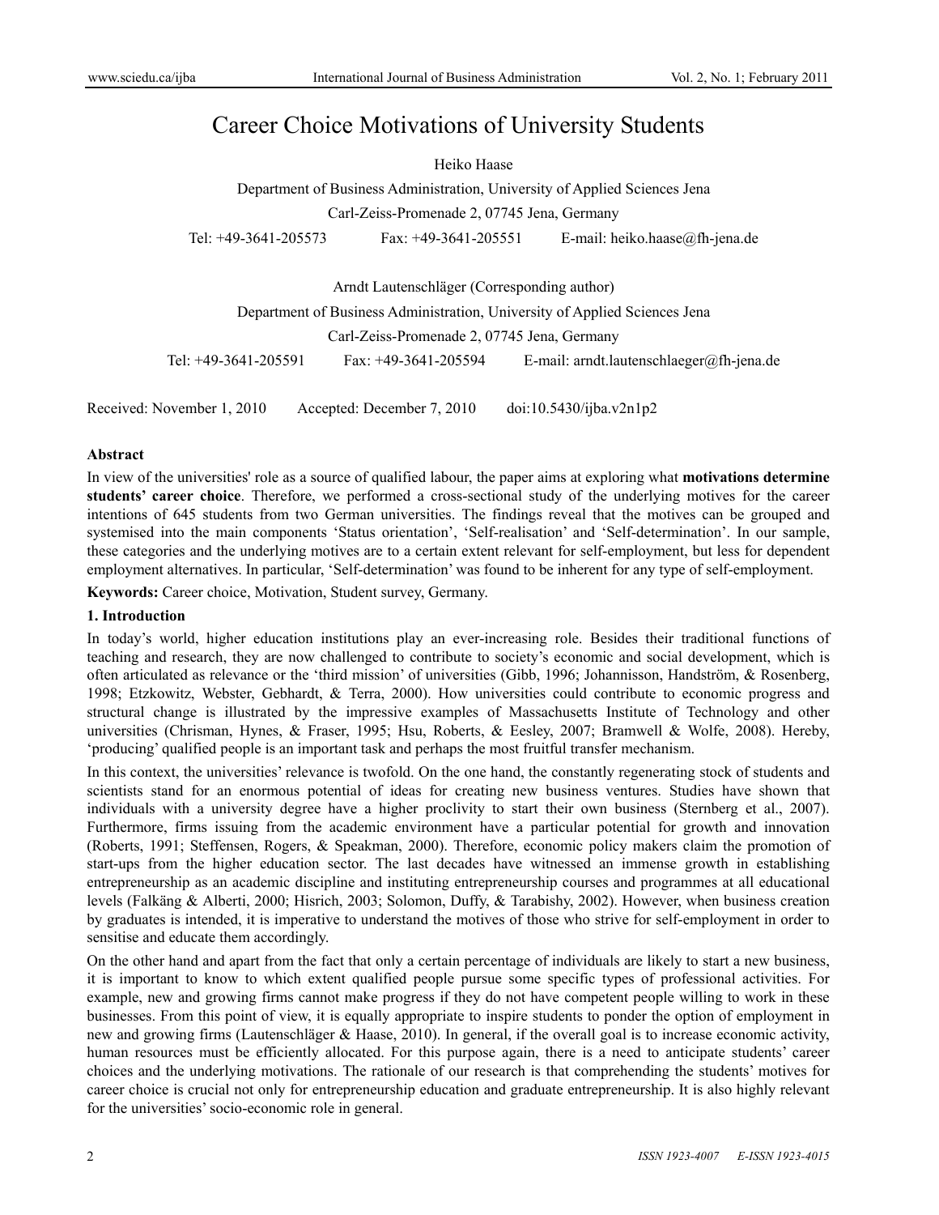# Career Choice Motivations of University Students

Heiko Haase

Department of Business Administration, University of Applied Sciences Jena

Carl-Zeiss-Promenade 2, 07745 Jena, Germany

Tel: +49-3641-205573 Fax: +49-3641-205551 E-mail: heiko.haase@fh-jena.de

Arndt Lautenschläger (Corresponding author)

Department of Business Administration, University of Applied Sciences Jena

Carl-Zeiss-Promenade 2, 07745 Jena, Germany

Tel: +49-3641-205591 Fax: +49-3641-205594 E-mail: arndt.lautenschlaeger@fh-jena.de

Received: November 1, 2010 Accepted: December 7, 2010 doi:10.5430/ijba.v2n1p2

**Abstract**

In view of the universities' role as a source of qualified labour, the paper aims at exploring what **motivations determine students' career choice**. Therefore, we performed a cross-sectional study of the underlying motives for the career intentions of 645 students from two German universities. The findings reveal that the motives can be grouped and systemised into the main components 'Status orientation', 'Self-realisation' and 'Self-determination'. In our sample, these categories and the underlying motives are to a certain extent relevant for self-employment, but less for dependent employment alternatives. In particular, 'Self-determination' was found to be inherent for any type of self-employment.

**Keywords:** Career choice, Motivation, Student survey, Germany.

## 1. Introduction

In today's world, higher education institutions play an ever-increasing role. Besides their traditional functions of teaching and research, they are now challenged to contribute to society's economic and social development, which is often articulated as relevance or the 'third mission' of universities (Gibb, 1996; Johannisson, Handström, & Rosenberg, 1998; Etzkowitz, Webster, Gebhardt, & Terra, 2000). How universities could contribute to economic progress and structural change is illustrated by the impressive examples of Massachusetts Institute of Technology and other universities (Chrisman, Hynes, & Fraser, 1995; Hsu, Roberts, & Eesley, 2007; Bramwell & Wolfe, 2008). Hereby, 'producing' qualified people is an important task and perhaps the most fruitful transfer mechanism.

In this context, the universities' relevance is twofold. On the one hand, the constantly regenerating stock of students and scientists stand for an enormous potential of ideas for creating new business ventures. Studies have shown that individuals with a university degree have a higher proclivity to start their own business (Sternberg et al., 2007). Furthermore, firms issuing from the academic environment have a particular potential for growth and innovation (Roberts, 1991; Steffensen, Rogers, & Speakman, 2000). Therefore, economic policy makers claim the promotion of start-ups from the higher education sector. The last decades have witnessed an immense growth in establishing entrepreneurship as an academic discipline and instituting entrepreneurship courses and programmes at all educational levels (Falkäng & Alberti, 2000; Hisrich, 2003; Solomon, Duffy, & Tarabishy, 2002). However, when business creation by graduates is intended, it is imperative to understand the motives of those who strive for self-employment in order to sensitise and educate them accordingly.

On the other hand and apart from the fact that only a certain percentage of individuals are likely to start a new business, it is important to know to which extent qualified people pursue some specific types of professional activities. For example, new and growing firms cannot make progress if they do not have competent people willing to work in these businesses. From this point of view, it is equally appropriate to inspire students to ponder the option of employment in new and growing firms (Lautenschläger & Haase, 2010). In general, if the overall goal is to increase economic activity, human resources must be efficiently allocated. For this purpose again, there is a need to anticipate students' career choices and the underlying motivations. The rationale of our research is that comprehending the students' motives for career choice is crucial not only for entrepreneurship education and graduate entrepreneurship. It is also highly relevant for the universities' socio-economic role in general.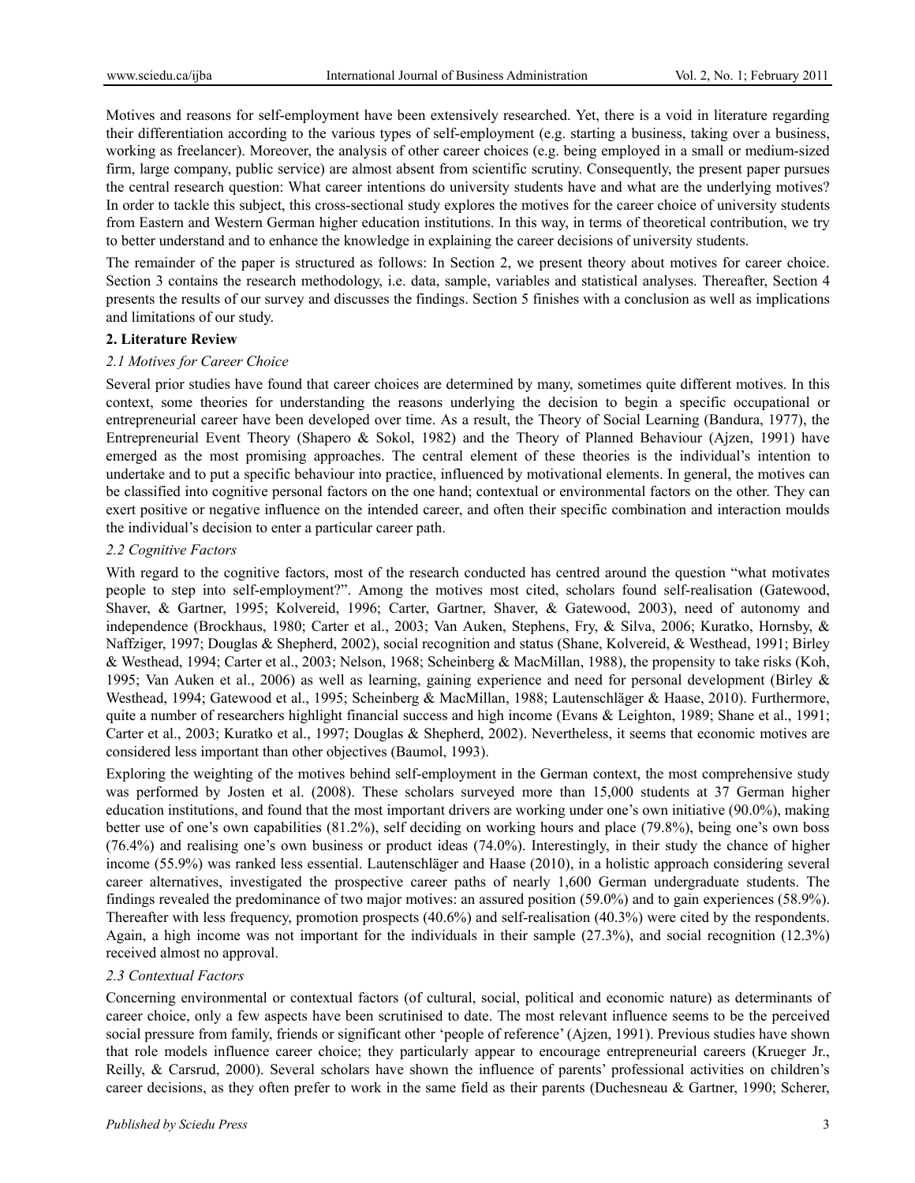Motives and reasons for self-employment have been extensively researched. Yet, there is a void in literature regarding their differentiation according to the various types of self-employment (e.g. starting a business, taking over a business, working as freelancer). Moreover, the analysis of other career choices (e.g. being employed in a small or medium-sized firm, large company, public service) are almost absent from scientific scrutiny. Consequently, the present paper pursues the central research question: What career intentions do university students have and what are the underlying motives? In order to tackle this subject, this cross-sectional study explores the motives for the career choice of university students from Eastern and Western German higher education institutions. In this way, in terms of theoretical contribution, we try to better understand and to enhance the knowledge in explaining the career decisions of university students.

The remainder of the paper is structured as follows: In Section 2, we present theory about motives for career choice. Section 3 contains the research methodology, i.e. data, sample, variables and statistical analyses. Thereafter, Section 4 presents the results of our survey and discusses the findings. Section 5 finishes with a conclusion as well as implications and limitations of our study.

## 2. Literature Review

### *2.1 Motives for Career Choice*

Several prior studies have found that career choices are determined by many, sometimes quite different motives. In this context, some theories for understanding the reasons underlying the decision to begin a specific occupational or entrepreneurial career have been developed over time. As a result, the Theory of Social Learning (Bandura, 1977), the Entrepreneurial Event Theory (Shapero & Sokol, 1982) and the Theory of Planned Behaviour (Ajzen, 1991) have emerged as the most promising approaches. The central element of these theories is the individual's intention to undertake and to put a specific behaviour into practice, influenced by motivational elements. In general, the motives can be classified into cognitive personal factors on the one hand; contextual or environmental factors on the other. They can exert positive or negative influence on the intended career, and often their specific combination and interaction moulds the individual's decision to enter a particular career path.

### *2.2 Cognitive Factors*

With regard to the cognitive factors, most of the research conducted has centred around the question "what motivates people to step into self-employment?". Among the motives most cited, scholars found self-realisation (Gatewood, Shaver, & Gartner, 1995; Kolvereid, 1996; Carter, Gartner, Shaver, & Gatewood, 2003), need of autonomy and independence (Brockhaus, 1980; Carter et al., 2003; Van Auken, Stephens, Fry, & Silva, 2006; Kuratko, Hornsby, & Naffziger, 1997; Douglas & Shepherd, 2002), social recognition and status (Shane, Kolvereid, & Westhead, 1991; Birley & Westhead, 1994; Carter et al., 2003; Nelson, 1968; Scheinberg & MacMillan, 1988), the propensity to take risks (Koh, 1995; Van Auken et al., 2006) as well as learning, gaining experience and need for personal development (Birley & Westhead, 1994; Gatewood et al., 1995; Scheinberg & MacMillan, 1988; Lautenschläger & Haase, 2010). Furthermore, quite a number of researchers highlight financial success and high income (Evans & Leighton, 1989; Shane et al., 1991; Carter et al., 2003; Kuratko et al., 1997; Douglas & Shepherd, 2002). Nevertheless, it seems that economic motives are considered less important than other objectives (Baumol, 1993).

Exploring the weighting of the motives behind self-employment in the German context, the most comprehensive study was performed by Josten et al. (2008). These scholars surveyed more than 15,000 students at 37 German higher education institutions, and found that the most important drivers are working under one's own initiative (90.0%), making better use of one's own capabilities (81.2%), self deciding on working hours and place (79.8%), being one's own boss (76.4%) and realising one's own business or product ideas (74.0%). Interestingly, in their study the chance of higher income (55.9%) was ranked less essential. Lautenschläger and Haase (2010), in a holistic approach considering several career alternatives, investigated the prospective career paths of nearly 1,600 German undergraduate students. The findings revealed the predominance of two major motives: an assured position (59.0%) and to gain experiences (58.9%). Thereafter with less frequency, promotion prospects (40.6%) and self-realisation (40.3%) were cited by the respondents. Again, a high income was not important for the individuals in their sample (27.3%), and social recognition (12.3%) received almost no approval.

### *2.3 Contextual Factors*

Concerning environmental or contextual factors (of cultural, social, political and economic nature) as determinants of career choice, only a few aspects have been scrutinised to date. The most relevant influence seems to be the perceived social pressure from family, friends or significant other 'people of reference' (Ajzen, 1991). Previous studies have shown that role models influence career choice; they particularly appear to encourage entrepreneurial careers (Krueger Jr., Reilly, & Carsrud, 2000). Several scholars have shown the influence of parents' professional activities on children's career decisions, as they often prefer to work in the same field as their parents (Duchesneau & Gartner, 1990; Scherer,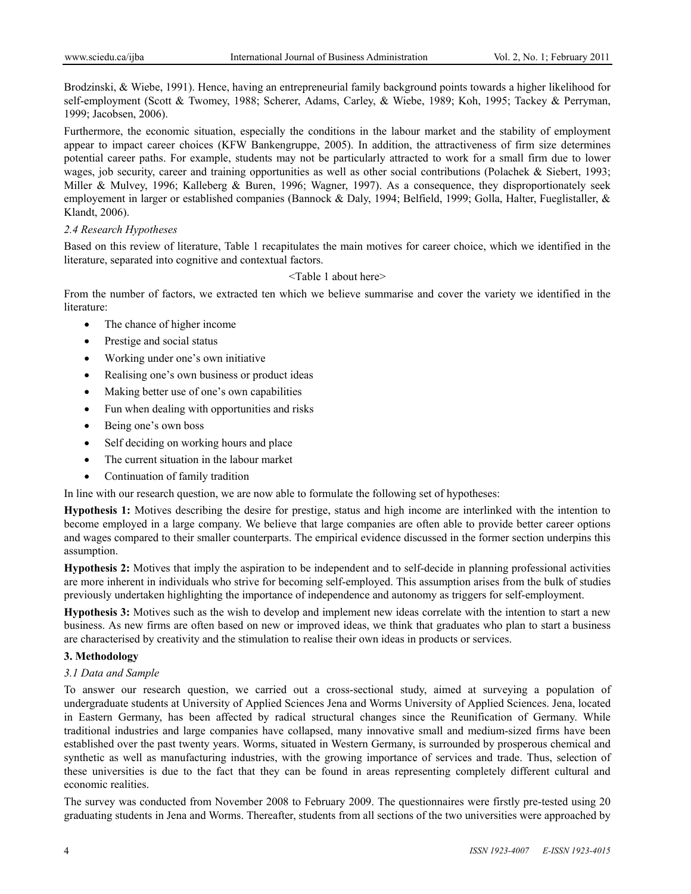Brodzinski, & Wiebe, 1991). Hence, having an entrepreneurial family background points towards a higher likelihood for self-employment (Scott & Twomey, 1988; Scherer, Adams, Carley, & Wiebe, 1989; Koh, 1995; Tackey & Perryman, 1999; Jacobsen, 2006).

Furthermore, the economic situation, especially the conditions in the labour market and the stability of employment appear to impact career choices (KFW Bankengruppe, 2005). In addition, the attractiveness of firm size determines potential career paths. For example, students may not be particularly attracted to work for a small firm due to lower wages, job security, career and training opportunities as well as other social contributions (Polachek & Siebert, 1993; Miller & Mulvey, 1996; Kalleberg & Buren, 1996; Wagner, 1997). As a consequence, they disproportionately seek employement in larger or established companies (Bannock & Daly, 1994; Belfield, 1999; Golla, Halter, Fueglistaller, & Klandt, 2006).

### *2.4 Research Hypotheses*

Based on this review of literature, Table 1 recapitulates the main motives for career choice, which we identified in the literature, separated into cognitive and contextual factors.

<Table 1 about here>

From the number of factors, we extracted ten which we believe summarise and cover the variety we identified in the literature:

- The chance of higher income
- Prestige and social status
- Working under one's own initiative
- Realising one's own business or product ideas
- Making better use of one's own capabilities
- Fun when dealing with opportunities and risks
- Being one's own boss
- Self deciding on working hours and place
- The current situation in the labour market
- Continuation of family tradition

In line with our research question, we are now able to formulate the following set of hypotheses:

**Hypothesis 1:** Motives describing the desire for prestige, status and high income are interlinked with the intention to become employed in a large company. We believe that large companies are often able to provide better career options and wages compared to their smaller counterparts. The empirical evidence discussed in the former section underpins this assumption.

**Hypothesis 2:** Motives that imply the aspiration to be independent and to self-decide in planning professional activities are more inherent in individuals who strive for becoming self-employed. This assumption arises from the bulk of studies previously undertaken highlighting the importance of independence and autonomy as triggers for self-employment.

**Hypothesis 3:** Motives such as the wish to develop and implement new ideas correlate with the intention to start a new business. As new firms are often based on new or improved ideas, we think that graduates who plan to start a business are characterised by creativity and the stimulation to realise their own ideas in products or services.

## 3. Methodology

### *3.1 Data and Sample*

To answer our research question, we carried out a cross-sectional study, aimed at surveying a population of undergraduate students at University of Applied Sciences Jena and Worms University of Applied Sciences. Jena, located in Eastern Germany, has been affected by radical structural changes since the Reunification of Germany. While traditional industries and large companies have collapsed, many innovative small and medium-sized firms have been established over the past twenty years. Worms, situated in Western Germany, is surrounded by prosperous chemical and synthetic as well as manufacturing industries, with the growing importance of services and trade. Thus, selection of these universities is due to the fact that they can be found in areas representing completely different cultural and economic realities.

The survey was conducted from November 2008 to February 2009. The questionnaires were firstly pre-tested using 20 graduating students in Jena and Worms. Thereafter, students from all sections of the two universities were approached by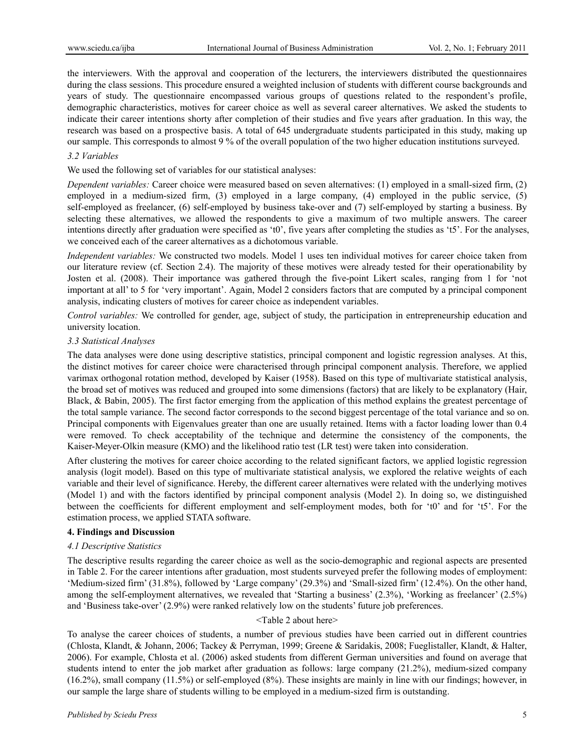the interviewers. With the approval and cooperation of the lecturers, the interviewers distributed the questionnaires during the class sessions. This procedure ensured a weighted inclusion of students with different course backgrounds and years of study. The questionnaire encompassed various groups of questions related to the respondent's profile, demographic characteristics, motives for career choice as well as several career alternatives. We asked the students to indicate their career intentions shorty after completion of their studies and five years after graduation. In this way, the research was based on a prospective basis. A total of 645 undergraduate students participated in this study, making up our sample. This corresponds to almost 9 % of the overall population of the two higher education institutions surveyed.

### *3.2 Variables*

We used the following set of variables for our statistical analyses:

*Dependent variables:* Career choice were measured based on seven alternatives: (1) employed in a small-sized firm, (2) employed in a medium-sized firm, (3) employed in a large company, (4) employed in the public service, (5) self-employed as freelancer, (6) self-employed by business take-over and (7) self-employed by starting a business. By selecting these alternatives, we allowed the respondents to give a maximum of two multiple answers. The career intentions directly after graduation were specified as 't0', five years after completing the studies as 't5'. For the analyses, we conceived each of the career alternatives as a dichotomous variable.

*Independent variables:* We constructed two models. Model 1 uses ten individual motives for career choice taken from our literature review (cf. Section 2.4). The majority of these motives were already tested for their operationability by Josten et al. (2008). Their importance was gathered through the five-point Likert scales, ranging from 1 for 'not important at all' to 5 for 'very important'. Again, Model 2 considers factors that are computed by a principal component analysis, indicating clusters of motives for career choice as independent variables.

*Control variables:* We controlled for gender, age, subject of study, the participation in entrepreneurship education and university location.

### *3.3 Statistical Analyses*

The data analyses were done using descriptive statistics, principal component and logistic regression analyses. At this, the distinct motives for career choice were characterised through principal component analysis. Therefore, we applied varimax orthogonal rotation method, developed by Kaiser (1958). Based on this type of multivariate statistical analysis, the broad set of motives was reduced and grouped into some dimensions (factors) that are likely to be explanatory (Hair, Black, & Babin, 2005). The first factor emerging from the application of this method explains the greatest percentage of the total sample variance. The second factor corresponds to the second biggest percentage of the total variance and so on. Principal components with Eigenvalues greater than one are usually retained. Items with a factor loading lower than 0.4 were removed. To check acceptability of the technique and determine the consistency of the components, the Kaiser-Meyer-Olkin measure (KMO) and the likelihood ratio test (LR test) were taken into consideration.

After clustering the motives for career choice according to the related significant factors, we applied logistic regression analysis (logit model). Based on this type of multivariate statistical analysis, we explored the relative weights of each variable and their level of significance. Hereby, the different career alternatives were related with the underlying motives (Model 1) and with the factors identified by principal component analysis (Model 2). In doing so, we distinguished between the coefficients for different employment and self-employment modes, both for 't0' and for 't5'. For the estimation process, we applied STATA software.

## **4. Findings and Discussion**

### *4.1 Descriptive Statistics*

The descriptive results regarding the career choice as well as the socio-demographic and regional aspects are presented in Table 2. For the career intentions after graduation, most students surveyed prefer the following modes of employment: 'Medium-sized firm' (31.8%), followed by 'Large company' (29.3%) and 'Small-sized firm' (12.4%). On the other hand, among the self-employment alternatives, we revealed that 'Starting a business' (2.3%), 'Working as freelancer' (2.5%) and 'Business take-over' (2.9%) were ranked relatively low on the students' future job preferences.

<Table 2 about here>

To analyse the career choices of students, a number of previous studies have been carried out in different countries (Chlosta, Klandt, & Johann, 2006; Tackey & Perryman, 1999; Greene & Saridakis, 2008; Fueglistaller, Klandt, & Halter, 2006). For example, Chlosta et al. (2006) asked students from different German universities and found on average that students intend to enter the job market after graduation as follows: large company (21.2%), medium-sized company (16.2%), small company (11.5%) or self-employed (8%). These insights are mainly in line with our findings; however, in our sample the large share of students willing to be employed in a medium-sized firm is outstanding.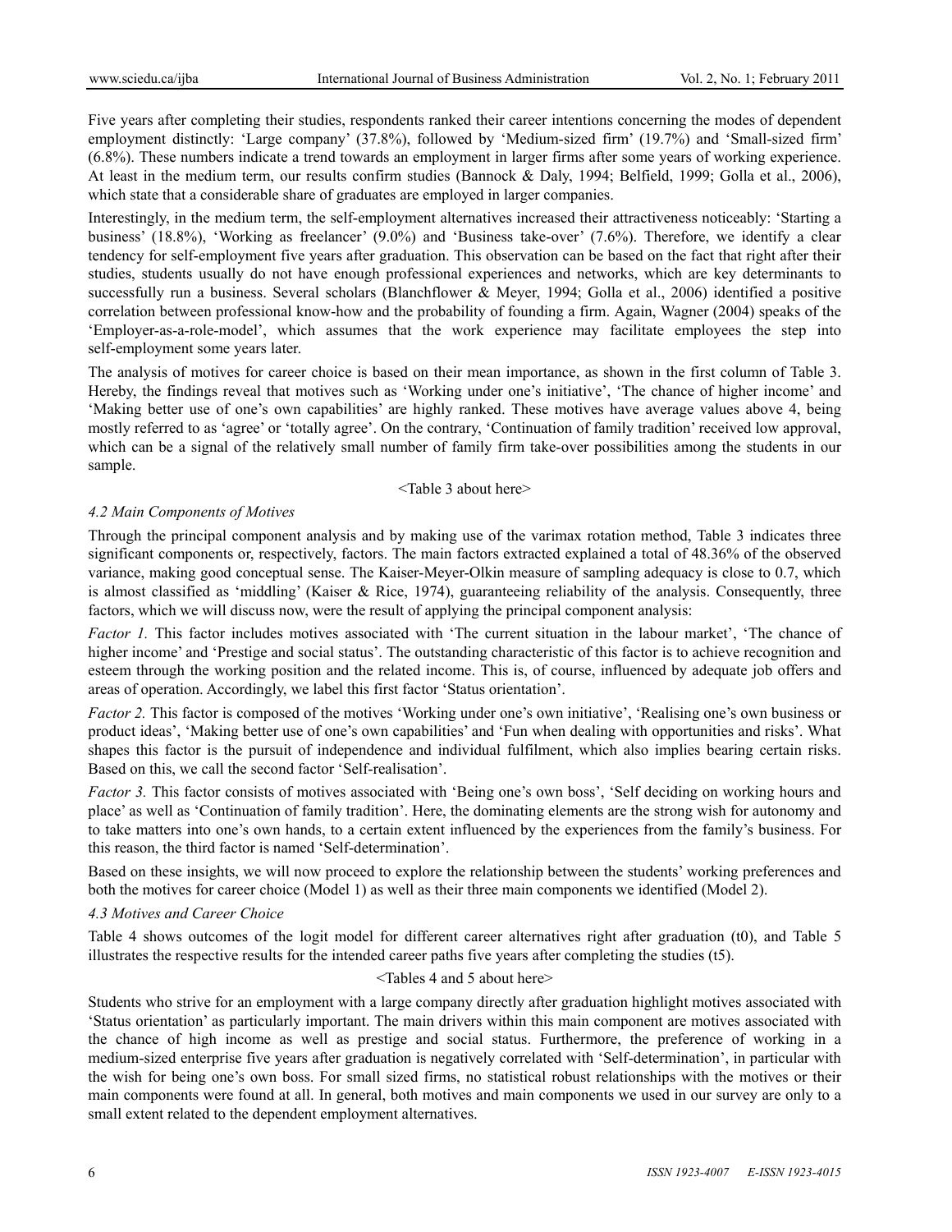Five years after completing their studies, respondents ranked their career intentions concerning the modes of dependent employment distinctly: 'Large company' (37.8%), followed by 'Medium-sized firm' (19.7%) and 'Small-sized firm' (6.8%). These numbers indicate a trend towards an employment in larger firms after some years of working experience. At least in the medium term, our results confirm studies (Bannock & Daly, 1994; Belfield, 1999; Golla et al., 2006), which state that a considerable share of graduates are employed in larger companies.

Interestingly, in the medium term, the self-employment alternatives increased their attractiveness noticeably: 'Starting a business' (18.8%), 'Working as freelancer' (9.0%) and 'Business take-over' (7.6%). Therefore, we identify a clear tendency for self-employment five years after graduation. This observation can be based on the fact that right after their studies, students usually do not have enough professional experiences and networks, which are key determinants to successfully run a business. Several scholars (Blanchflower & Meyer, 1994; Golla et al., 2006) identified a positive correlation between professional know-how and the probability of founding a firm. Again, Wagner (2004) speaks of the 'Employer-as-a-role-model', which assumes that the work experience may facilitate employees the step into self-employment some years later.

The analysis of motives for career choice is based on their mean importance, as shown in the first column of Table 3. Hereby, the findings reveal that motives such as 'Working under one's initiative', 'The chance of higher income' and 'Making better use of one's own capabilities' are highly ranked. These motives have average values above 4, being mostly referred to as 'agree' or 'totally agree'. On the contrary, 'Continuation of family tradition' received low approval, which can be a signal of the relatively small number of family firm take-over possibilities among the students in our sample.

<Table 3 about here>

### *4.2 Main Components of Motives*

Through the principal component analysis and by making use of the varimax rotation method, Table 3 indicates three significant components or, respectively, factors. The main factors extracted explained a total of 48.36% of the observed variance, making good conceptual sense. The Kaiser-Meyer-Olkin measure of sampling adequacy is close to 0.7, which is almost classified as 'middling' (Kaiser & Rice, 1974), guaranteeing reliability of the analysis. Consequently, three factors, which we will discuss now, were the result of applying the principal component analysis:

*Factor 1.* This factor includes motives associated with 'The current situation in the labour market', 'The chance of higher income' and 'Prestige and social status'. The outstanding characteristic of this factor is to achieve recognition and esteem through the working position and the related income. This is, of course, influenced by adequate job offers and areas of operation. Accordingly, we label this first factor 'Status orientation'.

*Factor 2.* This factor is composed of the motives 'Working under one's own initiative', 'Realising one's own business or product ideas', 'Making better use of one's own capabilities' and 'Fun when dealing with opportunities and risks'. What shapes this factor is the pursuit of independence and individual fulfilment, which also implies bearing certain risks. Based on this, we call the second factor 'Self-realisation'.

*Factor 3.* This factor consists of motives associated with 'Being one's own boss', 'Self deciding on working hours and place' as well as 'Continuation of family tradition'. Here, the dominating elements are the strong wish for autonomy and to take matters into one's own hands, to a certain extent influenced by the experiences from the family's business. For this reason, the third factor is named 'Self-determination'.

Based on these insights, we will now proceed to explore the relationship between the students' working preferences and both the motives for career choice (Model 1) as well as their three main components we identified (Model 2).

### *4.3 Motives and Career Choice*

Table 4 shows outcomes of the logit model for different career alternatives right after graduation (t0), and Table 5 illustrates the respective results for the intended career paths five years after completing the studies (t5).

<Tables 4 and 5 about here>

Students who strive for an employment with a large company directly after graduation highlight motives associated with 'Status orientation' as particularly important. The main drivers within this main component are motives associated with the chance of high income as well as prestige and social status. Furthermore, the preference of working in a medium-sized enterprise five years after graduation is negatively correlated with 'Self-determination', in particular with the wish for being one's own boss. For small sized firms, no statistical robust relationships with the motives or their main components were found at all. In general, both motives and main components we used in our survey are only to a small extent related to the dependent employment alternatives.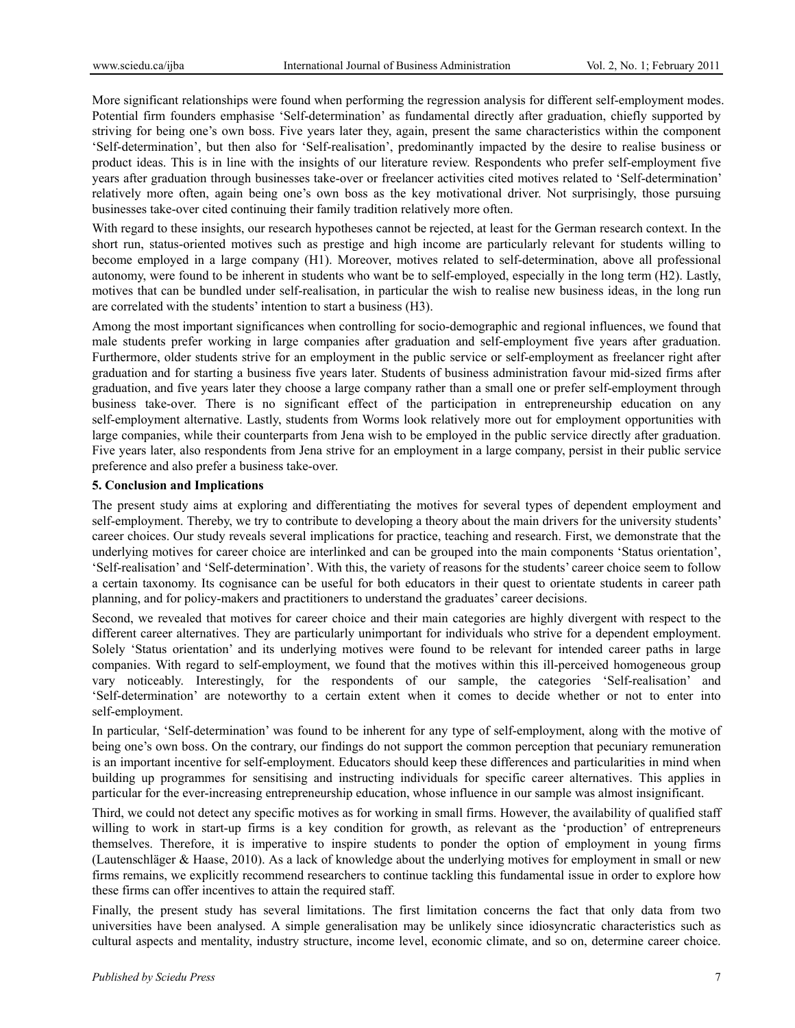More significant relationships were found when performing the regression analysis for different self-employment modes. Potential firm founders emphasise 'Self-determination' as fundamental directly after graduation, chiefly supported by striving for being one's own boss. Five years later they, again, present the same characteristics within the component 'Self-determination', but then also for 'Self-realisation', predominantly impacted by the desire to realise business or product ideas. This is in line with the insights of our literature review. Respondents who prefer self-employment five years after graduation through businesses take-over or freelancer activities cited motives related to 'Self-determination' relatively more often, again being one's own boss as the key motivational driver. Not surprisingly, those pursuing businesses take-over cited continuing their family tradition relatively more often.

With regard to these insights, our research hypotheses cannot be rejected, at least for the German research context. In the short run, status-oriented motives such as prestige and high income are particularly relevant for students willing to become employed in a large company (H1). Moreover, motives related to self-determination, above all professional autonomy, were found to be inherent in students who want be to self-employed, especially in the long term (H2). Lastly, motives that can be bundled under self-realisation, in particular the wish to realise new business ideas, in the long run are correlated with the students' intention to start a business (H3).

Among the most important significances when controlling for socio-demographic and regional influences, we found that male students prefer working in large companies after graduation and self-employment five years after graduation. Furthermore, older students strive for an employment in the public service or self-employment as freelancer right after graduation and for starting a business five years later. Students of business administration favour mid-sized firms after graduation, and five years later they choose a large company rather than a small one or prefer self-employment through business take-over. There is no significant effect of the participation in entrepreneurship education on any self-employment alternative. Lastly, students from Worms look relatively more out for employment opportunities with large companies, while their counterparts from Jena wish to be employed in the public service directly after graduation. Five years later, also respondents from Jena strive for an employment in a large company, persist in their public service preference and also prefer a business take-over.

## 5. Conclusion and Implications

The present study aims at exploring and differentiating the motives for several types of dependent employment and self-employment. Thereby, we try to contribute to developing a theory about the main drivers for the university students' career choices. Our study reveals several implications for practice, teaching and research. First, we demonstrate that the underlying motives for career choice are interlinked and can be grouped into the main components 'Status orientation', 'Self-realisation' and 'Self-determination'. With this, the variety of reasons for the students' career choice seem to follow a certain taxonomy. Its cognisance can be useful for both educators in their quest to orientate students in career path planning, and for policy-makers and practitioners to understand the graduates' career decisions.

Second, we revealed that motives for career choice and their main categories are highly divergent with respect to the different career alternatives. They are particularly unimportant for individuals who strive for a dependent employment. Solely 'Status orientation' and its underlying motives were found to be relevant for intended career paths in large companies. With regard to self-employment, we found that the motives within this ill-perceived homogeneous group vary noticeably. Interestingly, for the respondents of our sample, the categories 'Self-realisation' and 'Self-determination' are noteworthy to a certain extent when it comes to decide whether or not to enter into self-employment.

In particular, 'Self-determination' was found to be inherent for any type of self-employment, along with the motive of being one's own boss. On the contrary, our findings do not support the common perception that pecuniary remuneration is an important incentive for self-employment. Educators should keep these differences and particularities in mind when building up programmes for sensitising and instructing individuals for specific career alternatives. This applies in particular for the ever-increasing entrepreneurship education, whose influence in our sample was almost insignificant.

Third, we could not detect any specific motives as for working in small firms. However, the availability of qualified staff willing to work in start-up firms is a key condition for growth, as relevant as the 'production' of entrepreneurs themselves. Therefore, it is imperative to inspire students to ponder the option of employment in young firms (Lautenschläger & Haase, 2010). As a lack of knowledge about the underlying motives for employment in small or new firms remains, we explicitly recommend researchers to continue tackling this fundamental issue in order to explore how these firms can offer incentives to attain the required staff.

Finally, the present study has several limitations. The first limitation concerns the fact that only data from two universities have been analysed. A simple generalisation may be unlikely since idiosyncratic characteristics such as cultural aspects and mentality, industry structure, income level, economic climate, and so on, determine career choice.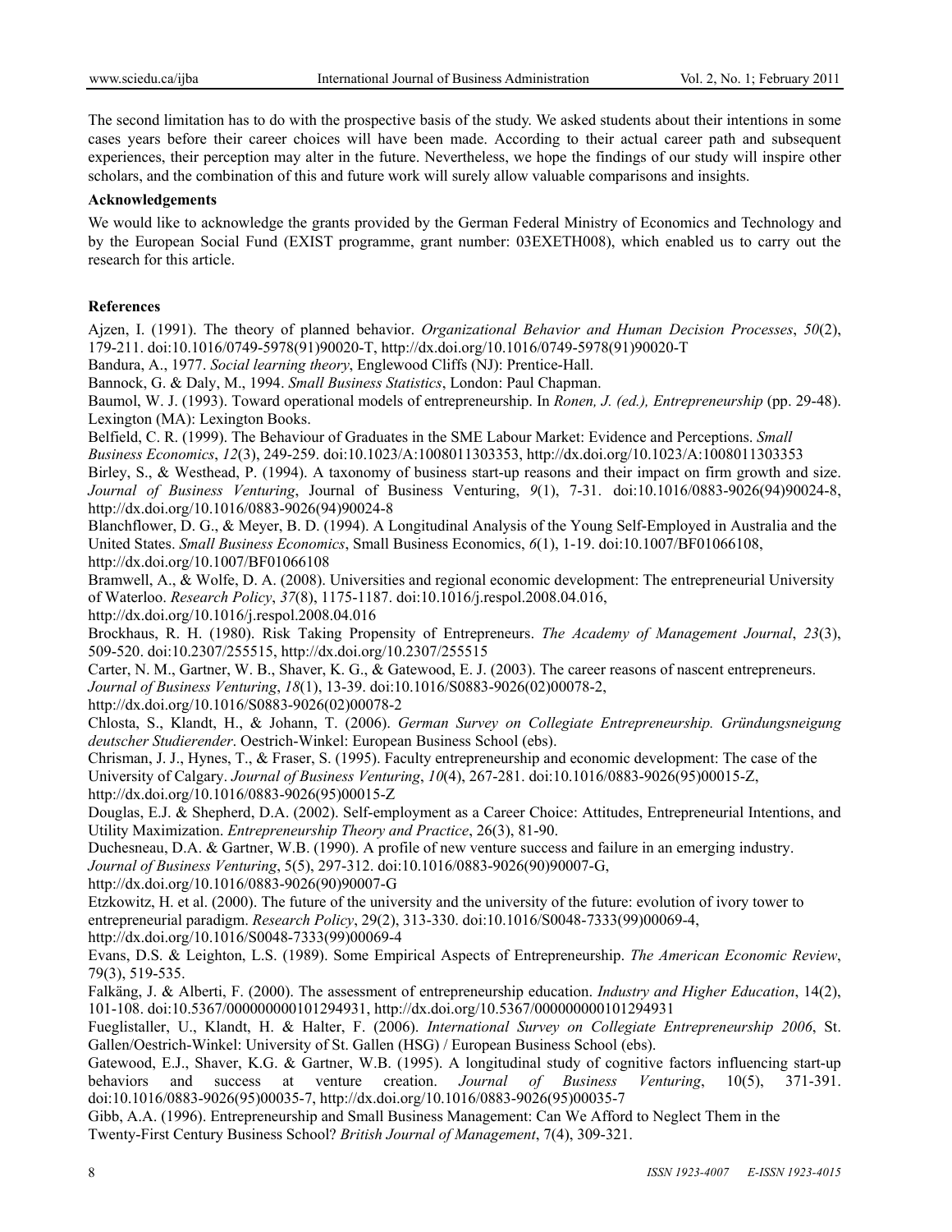The second limitation has to do with the prospective basis of the study. We asked students about their intentions in some cases years before their career choices will have been made. According to their actual career path and subsequent experiences, their perception may alter in the future. Nevertheless, we hope the findings of our study will inspire other scholars, and the combination of this and future work will surely allow valuable comparisons and insights.

**Acknowledgements**

We would like to acknowledge the grants provided by the German Federal Ministry of Economics and Technology and by the European Social Fund (EXIST programme, grant number: 03EXETH008), which enabled us to carry out the research for this article.

**References**

Ajzen, I. (1991). The theory of planned behavior. *Organizational Behavior and Human Decision Processes*, *50*(2), 179-211. doi:10.1016/0749-5978(91)90020-T, http://dx.doi.org/10.1016/0749-5978(91)90020-T

Bandura, A., 1977. *Social learning theory*, Englewood Cliffs (NJ): Prentice-Hall.

Bannock, G. & Daly, M., 1994. *Small Business Statistics*, London: Paul Chapman.

Baumol, W. J. (1993). Toward operational models of entrepreneurship. In *Ronen, J. (ed.), Entrepreneurship* (pp. 29-48). Lexington (MA): Lexington Books.

Belfield, C. R. (1999). The Behaviour of Graduates in the SME Labour Market: Evidence and Perceptions. *Small Business Economics*, *12*(3), 249-259. doi:10.1023/A:1008011303353, http://dx.doi.org/10.1023/A:1008011303353

Birley, S., & Westhead, P. (1994). A taxonomy of business start-up reasons and their impact on firm growth and size. *Journal of Business Venturing*, Journal of Business Venturing, *9*(1), 7-31. doi:10.1016/0883-9026(94)90024-8, http://dx.doi.org/10.1016/0883-9026(94)90024-8

Blanchflower, D. G., & Meyer, B. D. (1994). A Longitudinal Analysis of the Young Self-Employed in Australia and the United States. *Small Business Economics*, Small Business Economics, *6*(1), 1-19. doi:10.1007/BF01066108, http://dx.doi.org/10.1007/BF01066108

Bramwell, A., & Wolfe, D. A. (2008). Universities and regional economic development: The entrepreneurial University of Waterloo. *Research Policy*, *37*(8), 1175-1187. doi:10.1016/j.respol.2008.04.016, http://dx.doi.org/10.1016/j.respol.2008.04.016

Brockhaus, R. H. (1980). Risk Taking Propensity of Entrepreneurs. *The Academy of Management Journal*, *23*(3), 509-520. doi:10.2307/255515, http://dx.doi.org/10.2307/255515

Carter, N. M., Gartner, W. B., Shaver, K. G., & Gatewood, E. J. (2003). The career reasons of nascent entrepreneurs. *Journal of Business Venturing*, *18*(1), 13-39. doi:10.1016/S0883-9026(02)00078-2, http://dx.doi.org/10.1016/S0883-9026(02)00078-2

Chlosta, S., Klandt, H., & Johann, T. (2006). *German Survey on Collegiate Entrepreneurship. Gründungsneigung deutscher Studierender*. Oestrich-Winkel: European Business School (ebs).

Chrisman, J. J., Hynes, T., & Fraser, S. (1995). Faculty entrepreneurship and economic development: The case of the University of Calgary. *Journal of Business Venturing*, *10*(4), 267-281. doi:10.1016/0883-9026(95)00015-Z, http://dx.doi.org/10.1016/0883-9026(95)00015-Z

Douglas, E.J. & Shepherd, D.A. (2002). Self-employment as a Career Choice: Attitudes, Entrepreneurial Intentions, and Utility Maximization. *Entrepreneurship Theory and Practice*, 26(3), 81-90.

Duchesneau, D.A. & Gartner, W.B. (1990). A profile of new venture success and failure in an emerging industry. *Journal of Business Venturing*, 5(5), 297-312. doi:10.1016/0883-9026(90)90007-G, http://dx.doi.org/10.1016/0883-9026(90)90007-G

Etzkowitz, H. et al. (2000). The future of the university and the university of the future: evolution of ivory tower to entrepreneurial paradigm. *Research Policy*, 29(2), 313-330. doi:10.1016/S0048-7333(99)00069-4, http://dx.doi.org/10.1016/S0048-7333(99)00069-4

Evans, D.S. & Leighton, L.S. (1989). Some Empirical Aspects of Entrepreneurship. *The American Economic Review*, 79(3), 519-535.

Falkäng, J. & Alberti, F. (2000). The assessment of entrepreneurship education. *Industry and Higher Education*, 14(2), 101-108. doi:10.5367/000000000101294931, http://dx.doi.org/10.5367/000000000101294931

Fueglistaller, U., Klandt, H. & Halter, F. (2006). *International Survey on Collegiate Entrepreneurship 2006*, St. Gallen/Oestrich-Winkel: University of St. Gallen (HSG) / European Business School (ebs).

Gatewood, E.J., Shaver, K.G. & Gartner, W.B. (1995). A longitudinal study of cognitive factors influencing start-up behaviors and success at venture creation. *Journal of Business Venturing*, 10(5), 371-391. doi:10.1016/0883-9026(95)00035-7, http://dx.doi.org/10.1016/0883-9026(95)00035-7

Gibb, A.A. (1996). Entrepreneurship and Small Business Management: Can We Afford to Neglect Them in the Twenty-First Century Business School? *British Journal of Management*, 7(4), 309-321.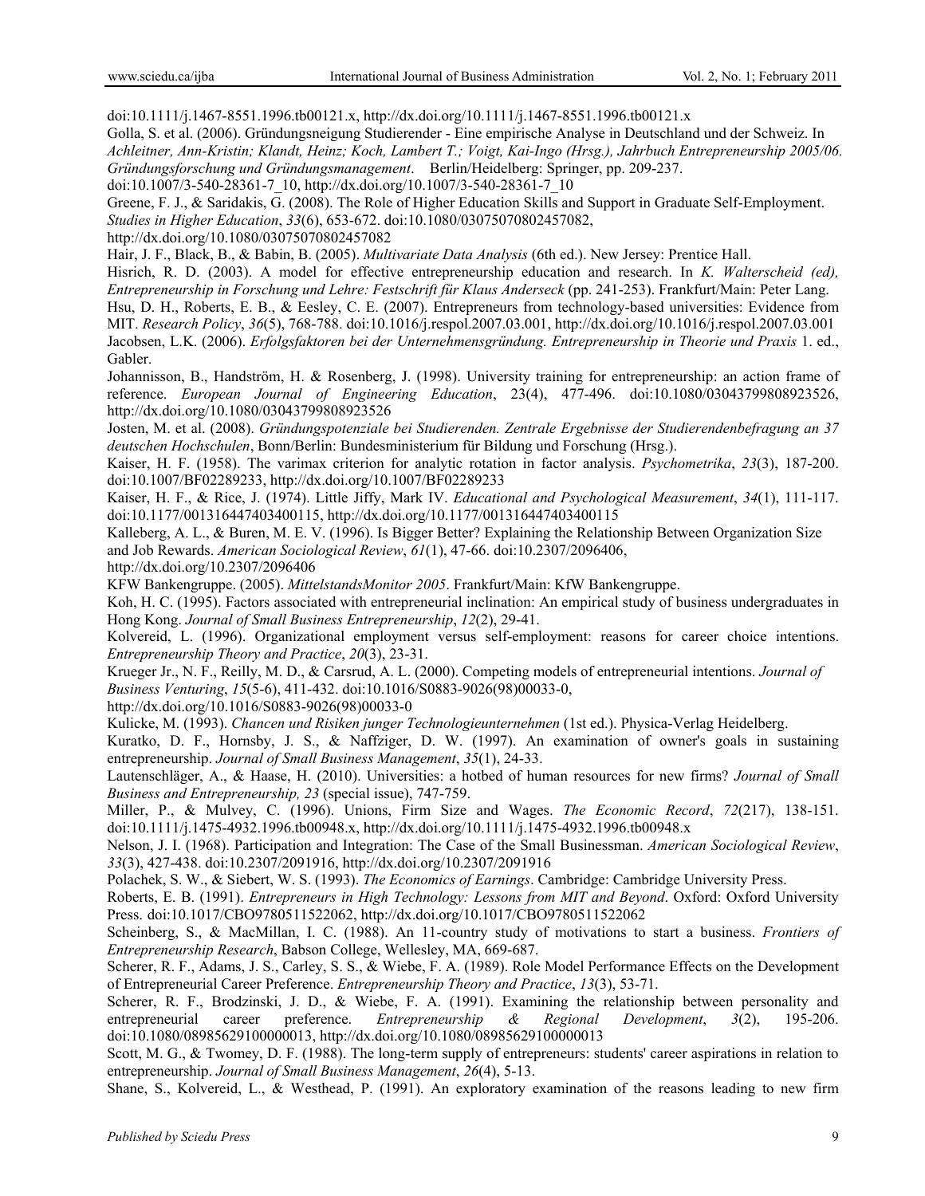doi:10.1111/j.1467-8551.1996.tb00121.x, http://dx.doi.org/10.1111/j.1467-8551.1996.tb00121.x

Golla, S. et al. (2006). Gründungsneigung Studierender - Eine empirische Analyse in Deutschland und der Schweiz. In *Achleitner, Ann-Kristin; Klandt, Heinz; Koch, Lambert T.; Voigt, Kai-Ingo (Hrsg.), Jahrbuch Entrepreneurship 2005/06. Gründungsforschung und Gründungsmanagement*. Berlin/Heidelberg: Springer, pp. 209-237. doi:10.1007/3-540-28361-7_10, http://dx.doi.org/10.1007/3-540-28361-7_10

Greene, F. J., & Saridakis, G. (2008). The Role of Higher Education Skills and Support in Graduate Self-Employment. *Studies in Higher Education*, *33*(6), 653-672. doi:10.1080/03075070802457082, http://dx.doi.org/10.1080/03075070802457082

Hair, J. F., Black, B., & Babin, B. (2005). *Multivariate Data Analysis* (6th ed.). New Jersey: Prentice Hall.

Hisrich, R. D. (2003). A model for effective entrepreneurship education and research. In *K. Walterscheid (ed), Entrepreneurship in Forschung und Lehre: Festschrift für Klaus Anderseck* (pp. 241-253). Frankfurt/Main: Peter Lang.

Hsu, D. H., Roberts, E. B., & Eesley, C. E. (2007). Entrepreneurs from technology-based universities: Evidence from MIT. *Research Policy*, *36*(5), 768-788. doi:10.1016/j.respol.2007.03.001, http://dx.doi.org/10.1016/j.respol.2007.03.001

Jacobsen, L.K. (2006). *Erfolgsfaktoren bei der Unternehmensgründung. Entrepreneurship in Theorie und Praxis* 1. ed., Gabler.

Johannisson, B., Handström, H. & Rosenberg, J. (1998). University training for entrepreneurship: an action frame of reference. *European Journal of Engineering Education*, 23(4), 477-496. doi:10.1080/03043799808923526, http://dx.doi.org/10.1080/03043799808923526

Josten, M. et al. (2008). *Gründungspotenziale bei Studierenden. Zentrale Ergebnisse der Studierendenbefragung an 37 deutschen Hochschulen*, Bonn/Berlin: Bundesministerium für Bildung und Forschung (Hrsg.).

Kaiser, H. F. (1958). The varimax criterion for analytic rotation in factor analysis. *Psychometrika*, *23*(3), 187-200. doi:10.1007/BF02289233, http://dx.doi.org/10.1007/BF02289233

Kaiser, H. F., & Rice, J. (1974). Little Jiffy, Mark IV. *Educational and Psychological Measurement*, *34*(1), 111-117. doi:10.1177/001316447403400115, http://dx.doi.org/10.1177/001316447403400115

Kalleberg, A. L., & Buren, M. E. V. (1996). Is Bigger Better? Explaining the Relationship Between Organization Size and Job Rewards. *American Sociological Review*, *61*(1), 47-66. doi:10.2307/2096406, http://dx.doi.org/10.2307/2096406

KFW Bankengruppe. (2005). *MittelstandsMonitor 2005*. Frankfurt/Main: KfW Bankengruppe.

Koh, H. C. (1995). Factors associated with entrepreneurial inclination: An empirical study of business undergraduates in Hong Kong. *Journal of Small Business Entrepreneurship*, *12*(2), 29-41.

Kolvereid, L. (1996). Organizational employment versus self-employment: reasons for career choice intentions. *Entrepreneurship Theory and Practice*, *20*(3), 23-31.

Krueger Jr., N. F., Reilly, M. D., & Carsrud, A. L. (2000). Competing models of entrepreneurial intentions. *Journal of Business Venturing*, *15*(5-6), 411-432. doi:10.1016/S0883-9026(98)00033-0, http://dx.doi.org/10.1016/S0883-9026(98)00033-0

Kulicke, M. (1993). *Chancen und Risiken junger Technologieunternehmen* (1st ed.). Physica-Verlag Heidelberg.

Kuratko, D. F., Hornsby, J. S., & Naffziger, D. W. (1997). An examination of owner's goals in sustaining entrepreneurship. *Journal of Small Business Management*, *35*(1), 24-33.

Lautenschläger, A., & Haase, H. (2010). Universities: a hotbed of human resources for new firms? *Journal of Small Business and Entrepreneurship, 23* (special issue), 747-759.

Miller, P., & Mulvey, C. (1996). Unions, Firm Size and Wages. *The Economic Record*, *72*(217), 138-151. doi:10.1111/j.1475-4932.1996.tb00948.x, http://dx.doi.org/10.1111/j.1475-4932.1996.tb00948.x

Nelson, J. I. (1968). Participation and Integration: The Case of the Small Businessman. *American Sociological Review*, *33*(3), 427-438. doi:10.2307/2091916, http://dx.doi.org/10.2307/2091916

Polachek, S. W., & Siebert, W. S. (1993). *The Economics of Earnings*. Cambridge: Cambridge University Press.

Roberts, E. B. (1991). *Entrepreneurs in High Technology: Lessons from MIT and Beyond*. Oxford: Oxford University Press. doi:10.1017/CBO9780511522062, http://dx.doi.org/10.1017/CBO9780511522062

Scheinberg, S., & MacMillan, I. C. (1988). An 11-country study of motivations to start a business. *Frontiers of Entrepreneurship Research*, Babson College, Wellesley, MA, 669-687.

Scherer, R. F., Adams, J. S., Carley, S. S., & Wiebe, F. A. (1989). Role Model Performance Effects on the Development of Entrepreneurial Career Preference. *Entrepreneurship Theory and Practice*, *13*(3), 53-71.

Scherer, R. F., Brodzinski, J. D., & Wiebe, F. A. (1991). Examining the relationship between personality and entrepreneurial career preference. *Entrepreneurship & Regional Development*, *3*(2), 195-206. doi:10.1080/08985629100000013, http://dx.doi.org/10.1080/08985629100000013

Scott, M. G., & Twomey, D. F. (1988). The long-term supply of entrepreneurs: students' career aspirations in relation to entrepreneurship. *Journal of Small Business Management*, *26*(4), 5-13.

Shane, S., Kolvereid, L., & Westhead, P. (1991). An exploratory examination of the reasons leading to new firm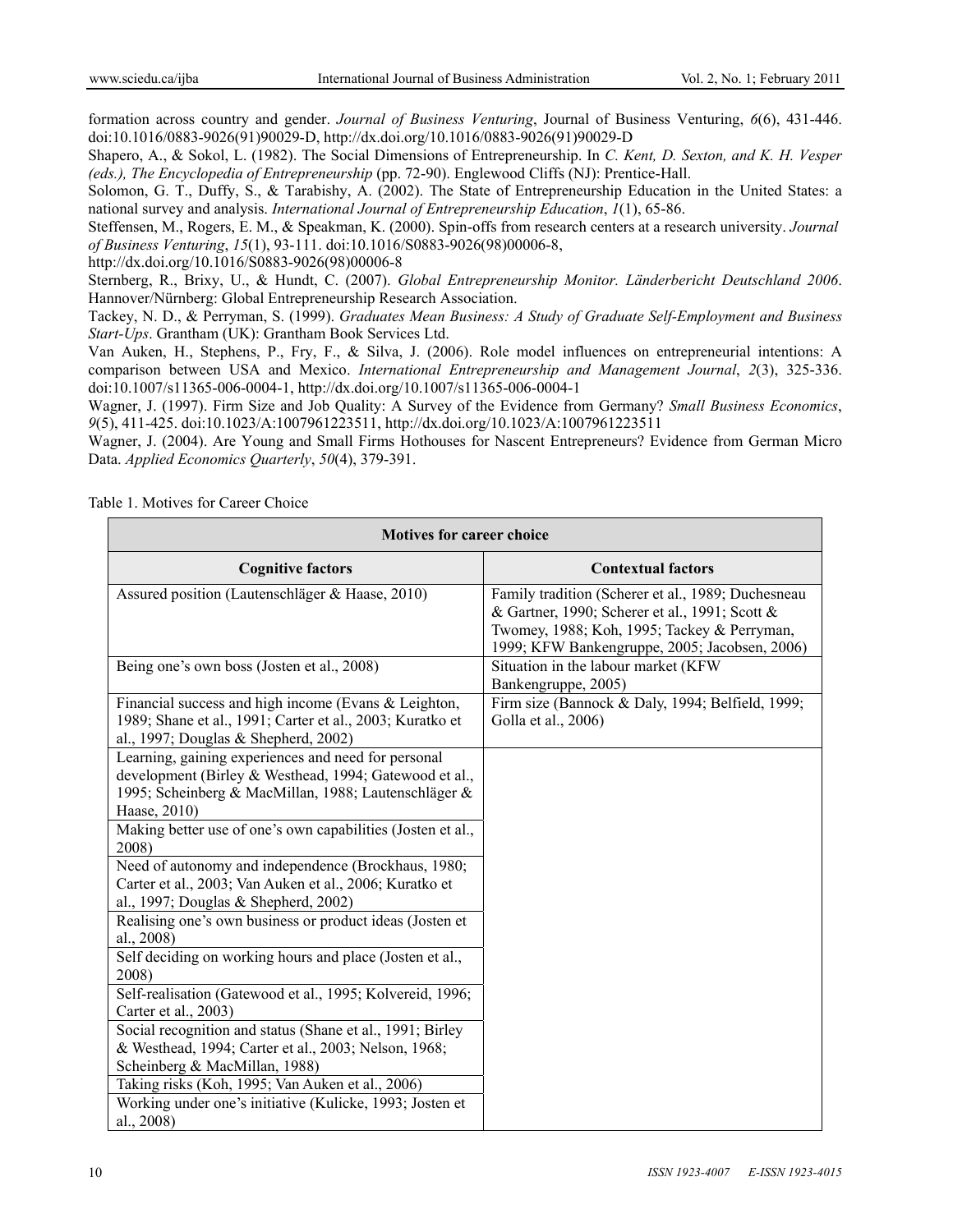formation across country and gender. *Journal of Business Venturing*, Journal of Business Venturing, *6*(6), 431-446. doi:10.1016/0883-9026(91)90029-D, http://dx.doi.org/10.1016/0883-9026(91)90029-D

Shapero, A., & Sokol, L. (1982). The Social Dimensions of Entrepreneurship. In *C. Kent, D. Sexton, and K. H. Vesper (eds.), The Encyclopedia of Entrepreneurship* (pp. 72-90). Englewood Cliffs (NJ): Prentice-Hall.

Solomon, G. T., Duffy, S., & Tarabishy, A. (2002). The State of Entrepreneurship Education in the United States: a national survey and analysis. *International Journal of Entrepreneurship Education*, *1*(1), 65-86.

Steffensen, M., Rogers, E. M., & Speakman, K. (2000). Spin-offs from research centers at a research university. *Journal of Business Venturing*, *15*(1), 93-111. doi:10.1016/S0883-9026(98)00006-8, http://dx.doi.org/10.1016/S0883-9026(98)00006-8

Sternberg, R., Brixy, U., & Hundt, C. (2007). *Global Entrepreneurship Monitor. Länderbericht Deutschland 2006*. Hannover/Nürnberg: Global Entrepreneurship Research Association.

Tackey, N. D., & Perryman, S. (1999). *Graduates Mean Business: A Study of Graduate Self-Employment and Business Start-Ups*. Grantham (UK): Grantham Book Services Ltd.

Van Auken, H., Stephens, P., Fry, F., & Silva, J. (2006). Role model influences on entrepreneurial intentions: A comparison between USA and Mexico. *International Entrepreneurship and Management Journal*, *2*(3), 325-336. doi:10.1007/s11365-006-0004-1, http://dx.doi.org/10.1007/s11365-006-0004-1

Wagner, J. (1997). Firm Size and Job Quality: A Survey of the Evidence from Germany? *Small Business Economics*, *9*(5), 411-425. doi:10.1023/A:1007961223511, http://dx.doi.org/10.1023/A:1007961223511

Wagner, J. (2004). Are Young and Small Firms Hothouses for Nascent Entrepreneurs? Evidence from German Micro Data. *Applied Economics Quarterly*, *50*(4), 379-391.

Table 1. Motives for Career Choice

| **Motives for career choice** | |
|---|---|
| **Cognitive factors** | **Contextual factors** |
| Assured position (Lautenschläger & Haase, 2010) | Family tradition (Scherer et al., 1989; Duchesneau & Gartner, 1990; Scherer et al., 1991; Scott & Twomey, 1988; Koh, 1995; Tackey & Perryman, 1999; KFW Bankengruppe, 2005; Jacobsen, 2006) |
| Being one's own boss (Josten et al., 2008) | Situation in the labour market (KFW Bankengruppe, 2005) |
| Financial success and high income (Evans & Leighton, 1989; Shane et al., 1991; Carter et al., 2003; Kuratko et al., 1997; Douglas & Shepherd, 2002) | Firm size (Bannock & Daly, 1994; Belfield, 1999; Golla et al., 2006) |
| Learning, gaining experiences and need for personal development (Birley & Westhead, 1994; Gatewood et al., 1995; Scheinberg & MacMillan, 1988; Lautenschläger & Haase, 2010) | |
| Making better use of one's own capabilities (Josten et al., 2008) | |
| Need of autonomy and independence (Brockhaus, 1980; Carter et al., 2003; Van Auken et al., 2006; Kuratko et al., 1997; Douglas & Shepherd, 2002) | |
| Realising one's own business or product ideas (Josten et al., 2008) | |
| Self deciding on working hours and place (Josten et al., 2008) | |
| Self-realisation (Gatewood et al., 1995; Kolvereid, 1996; Carter et al., 2003) | |
| Social recognition and status (Shane et al., 1991; Birley & Westhead, 1994; Carter et al., 2003; Nelson, 1968; Scheinberg & MacMillan, 1988) | |
| Taking risks (Koh, 1995; Van Auken et al., 2006) | |
| Working under one's initiative (Kulicke, 1993; Josten et al., 2008) | |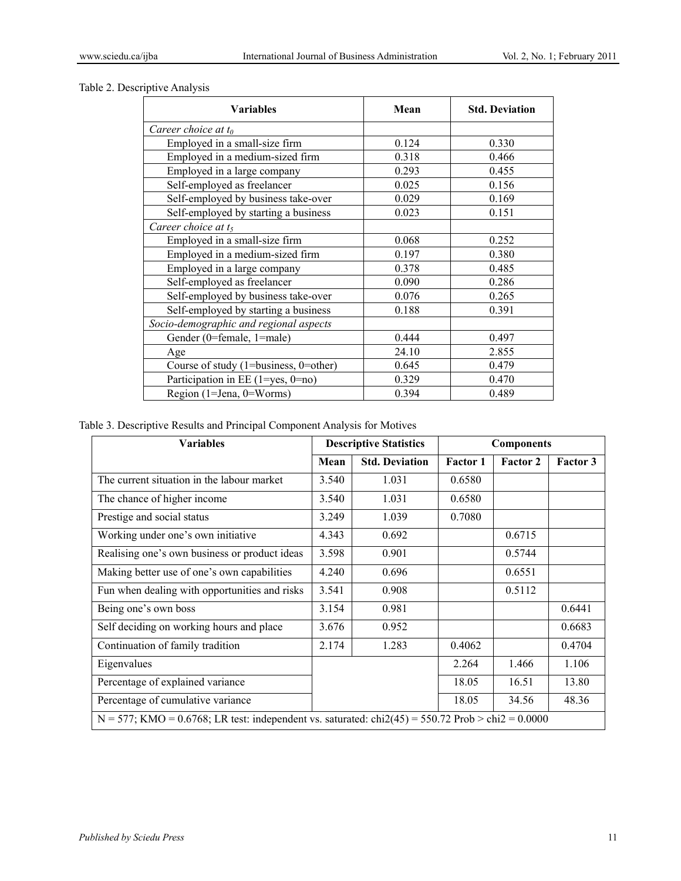Table 2. Descriptive Analysis

| Variables | Mean | Std. Deviation |
|---|---|---|
| *Career choice at $t_0$* | | |
| Employed in a small-size firm | 0.124 | 0.330 |
| Employed in a medium-sized firm | 0.318 | 0.466 |
| Employed in a large company | 0.293 | 0.455 |
| Self-employed as freelancer | 0.025 | 0.156 |
| Self-employed by business take-over | 0.029 | 0.169 |
| Self-employed by starting a business | 0.023 | 0.151 |
| *Career choice at $t_5$* | | |
| Employed in a small-size firm | 0.068 | 0.252 |
| Employed in a medium-sized firm | 0.197 | 0.380 |
| Employed in a large company | 0.378 | 0.485 |
| Self-employed as freelancer | 0.090 | 0.286 |
| Self-employed by business take-over | 0.076 | 0.265 |
| Self-employed by starting a business | 0.188 | 0.391 |
| *Socio-demographic and regional aspects* | | |
| Gender (0=female, 1=male) | 0.444 | 0.497 |
| Age | 24.10 | 2.855 |
| Course of study (1=business, 0=other) | 0.645 | 0.479 |
| Participation in EE (1=yes, 0=no) | 0.329 | 0.470 |
| Region (1=Jena, 0=Worms) | 0.394 | 0.489 |

Table 3. Descriptive Results and Principal Component Analysis for Motives

| Variables | Descriptive Statistics | | Components | | |
|---|---|---|---|---|---|
| | Mean | Std. Deviation | Factor 1 | Factor 2 | Factor 3 |
| The current situation in the labour market | 3.540 | 1.031 | 0.6580 | | |
| The chance of higher income | 3.540 | 1.031 | 0.6580 | | |
| Prestige and social status | 3.249 | 1.039 | 0.7080 | | |
| Working under one's own initiative | 4.343 | 0.692 | | 0.6715 | |
| Realising one's own business or product ideas | 3.598 | 0.901 | | 0.5744 | |
| Making better use of one's own capabilities | 4.240 | 0.696 | | 0.6551 | |
| Fun when dealing with opportunities and risks | 3.541 | 0.908 | | 0.5112 | |
| Being one's own boss | 3.154 | 0.981 | | | 0.6441 |
| Self deciding on working hours and place | 3.676 | 0.952 | | | 0.6683 |
| Continuation of family tradition | 2.174 | 1.283 | 0.4062 | | 0.4704 |
| Eigenvalues | | | 2.264 | 1.466 | 1.106 |
| Percentage of explained variance | | | 18.05 | 16.51 | 13.80 |
| Percentage of cumulative variance | | | 18.05 | 34.56 | 48.36 |
| N = 577; KMO = 0.6768; LR test: independent vs. saturated: chi2(45) = 550.72 Prob > chi2 = 0.0000 | | | | | |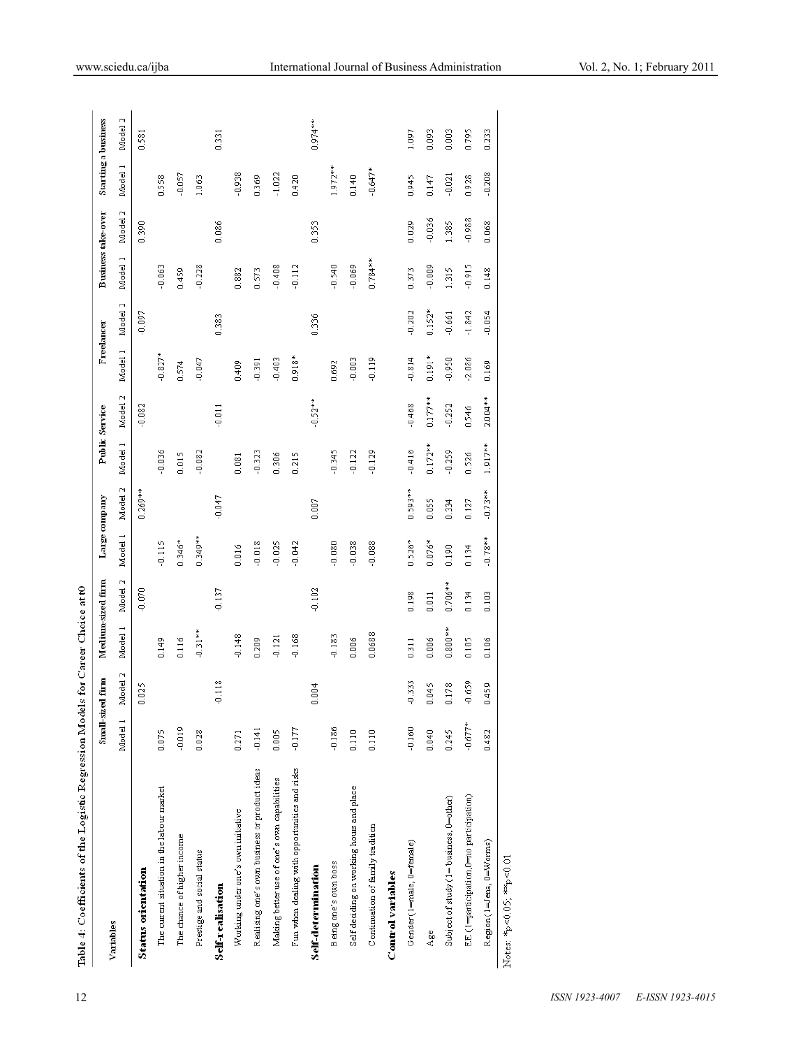Table 4: Coefficients of the Logistic Regression Models for Career Choice at t0

| Variables | Small-sized firm | | Medium-sized firm | | Large company | | Public Service | | Freelancer | | Business take-over | | Starting a business | |
|---|---|---|---|---|---|---|---|---|---|---|---|---|---|---|
| | Model 1 | Model 2 | Model 1 | Model 2 | Model 1 | Model 2 | Model 1 | Model 2 | Model 1 | Model 1 | Model 1 | Model 2 | Model 1 | Model 2 |
| **Status orientation** | | 0.025 | | -0.070 | | 0.269** | | -0.082 | | -0.097 | | 0.390 | | 0.581 |
| The current situation in the labour market | 0.075 | | 0.149 | | -0.115 | | -0.036 | | -0.827* | | -0.063 | | 0.558 | |
| The chance of higher income | -0.019 | | 0.116 | | 0.346* | | 0.015 | | 0.574 | | 0.459 | | -0.057 | |
| Prestige and social status | 0.028 | | -0.31** | | 0.349** | | -0.082 | | -0.047 | | -0.228 | | 1.063 | |
| **Self-realisation** | | -0.118 | | -0.137 | | -0.047 | | -0.011 | | 0.383 | | 0.086 | | 0.331 |
| Working under one's own initiative | 0.271 | | -0.148 | | 0.016 | | 0.081 | | 0.409 | | 0.882 | | -0.938 | |
| Realising one's own business or product ideas | -0.141 | | 0.209 | | -0.018 | | -0.323 | | -0.391 | | 0.573 | | 0.369 | |
| Making better use of one's own capabilities | 0.005 | | -0.121 | | -0.025 | | 0.306 | | -0.403 | | -0.408 | | -1.022 | |
| Fun when dealing with opportunities and risks | -0.177 | | -0.168 | | -0.042 | | 0.215 | | 0.918* | | -0.112 | | 0.420 | |
| **Self-determination** | | 0.004 | | -0.102 | | 0.007 | | -0.52** | | 0.336 | | 0.353 | | 0.974** |
| Being one's own boss | -0.186 | | -0.183 | | -0.080 | | -0.345 | | 0.692 | | -0.540 | | 1.972** | |
| Self deciding on working hours and place | 0.110 | | 0.006 | | -0.038 | | -0.122 | | -0.003 | | -0.069 | | 0.140 | |
| Continuation of family tradition | 0.110 | | 0.0688 | | -0.088 | | -0.129 | | -0.119 | | 0.784** | | -0.647* | |
| **Control variables** | | | | | | | | | | | | | | |
| Gender (1=male, 0=female) | -0.160 | -0.333 | 0.311 | 0.198 | 0.526* | 0.593** | -0.416 | -0.468 | -0.814 | -0.202 | 0.373 | 0.029 | 0.945 | 1.097 |
| Age | 0.040 | 0.045 | 0.006 | 0.011 | 0.076* | 0.055 | 0.172** | 0.177** | 0.191* | 0.152* | -0.009 | -0.036 | 0.147 | 0.093 |
| Subject of study (1=business, 0=other) | 0.245 | 0.178 | 0.800** | 0.706** | 0.190 | 0.334 | -0.259 | -0.252 | -0.950 | -0.661 | 1.315 | 1.385 | -0.021 | 0.003 |
| EE (1=participation, 0=no participation) | -0.677* | -0.659 | 0.105 | 0.134 | 0.134 | 0.127 | 0.526 | 0.546 | -2.086 | -1.842 | -0.915 | -0.988 | 0.928 | 0.795 |
| Region (1=Jena, 0=Worms) | 0.482 | 0.459 | 0.106 | 0.103 | -0.78** | -0.73** | 1.917** | 2.004** | 0.169 | -0.054 | 0.148 | 0.068 | -0.208 | 0.233 |

Notes: *$p<0.05$; **$p<0.01$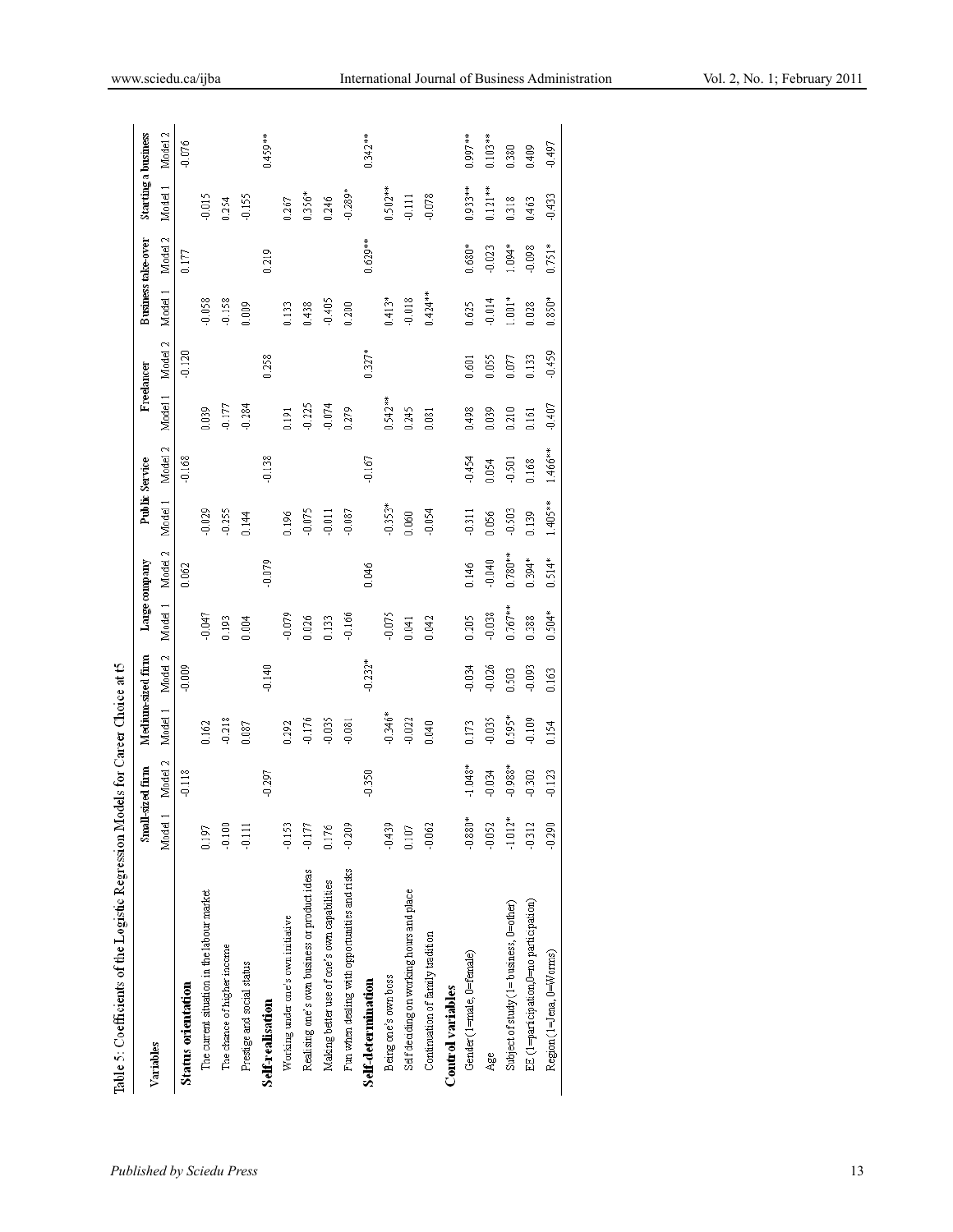Table 5. Coefficients of the Logistic Regression Models for Career Choice at t5

| Variables | Small-sized firm | | Medium-sized firm | | Large company | | Public Service | | Freelancer | | Business take-over | | Starting a business | |
|---|---|---|---|---|---|---|---|---|---|---|---|---|---|---|
| | Model 1 | Model 2 | Model 1 | Model 2 | Model 1 | Model 2 | Model 1 | Model 2 | Model 1 | Model 2 | Model 1 | Model 2 | Model 1 | Model 2 |
| **Status orientation** | | -0.118 | | -0.009 | | 0.062 | | -0.168 | | -0.120 | | 0.177 | | -0.076 |
| The current situation in the labour market | 0.197 | | 0.162 | | -0.047 | | -0.029 | | 0.039 | | -0.058 | | -0.015 | |
| The chance of higher income | -0.100 | | -0.218 | | 0.193 | | -0.255 | | -0.177 | | -0.158 | | 0.254 | |
| Prestige and social status | -0.111 | | 0.087 | | 0.004 | | 0.144 | | -0.284 | | 0.009 | | -0.155 | |
| **Self-realisation** | | -0.297 | | -0.140 | | -0.079 | | -0.138 | | 0.258 | | 0.219 | | 0.459** |
| Working under one's own initiative | -0.153 | | 0.292 | | -0.079 | | 0.196 | | 0.191 | | 0.133 | | 0.267 | |
| Realising one's own business or product ideas | -0.177 | | -0.176 | | 0.026 | | -0.075 | | -0.225 | | 0.438 | | 0.356* | |
| Making better use of one's own capabilities | 0.176 | | -0.035 | | 0.133 | | -0.011 | | -0.074 | | -0.405 | | 0.246 | |
| Fun when dealing with opportunities and risks | -0.209 | | -0.081 | | -0.166 | | -0.087 | | 0.279 | | 0.200 | | -0.289* | |
| **Self-determination** | | -0.350 | | -0.232* | | 0.046 | | -0.167 | | 0.327* | | 0.629** | | 0.342** |
| Being one's own boss | -0.439 | | -0.346* | | -0.075 | | -0.352* | | 0.542** | | 0.413* | | 0.502** | |
| Self deciding on working hours and place | 0.107 | | -0.022 | | 0.041 | | 0.060 | | 0.245 | | -0.018 | | -0.111 | |
| Continuation of family tradition | -0.062 | | 0.040 | | 0.042 | | -0.054 | | 0.081 | | 0.424** | | -0.078 | |
| **Control variables** | | | | | | | | | | | | | | |
| Gender (1=male, 0=female) | -0.880* | -1.048* | 0.173 | -0.034 | 0.205 | 0.146 | -0.311 | -0.454 | 0.498 | 0.601 | 0.625 | 0.680* | 0.933** | 0.997** |
| Age | -0.052 | -0.034 | -0.035 | -0.026 | -0.038 | -0.040 | 0.056 | 0.054 | 0.039 | 0.055 | -0.014 | -0.023 | 0.121** | 0.103** |
| Subject of study (1= business, 0=other) | -1.012* | -0.988* | 0.595* | 0.503 | 0.767** | 0.780** | -0.503 | -0.501 | 0.210 | 0.077 | 1.001* | 1.094* | 0.318 | 0.380 |
| EE (1=participation,0=no participation) | -0.312 | -0.302 | -0.109 | -0.093 | 0.388 | 0.394* | 0.139 | 0.168 | 0.161 | 0.133 | 0.028 | -0.098 | 0.463 | 0.409 |
| Region (1=Jena, 0=Worms) | -0.290 | -0.123 | 0.154 | 0.163 | 0.504* | 0.514* | 1.405** | 1.466** | -0.407 | -0.459 | 0.850* | 0.751* | -0.433 | -0.497 |